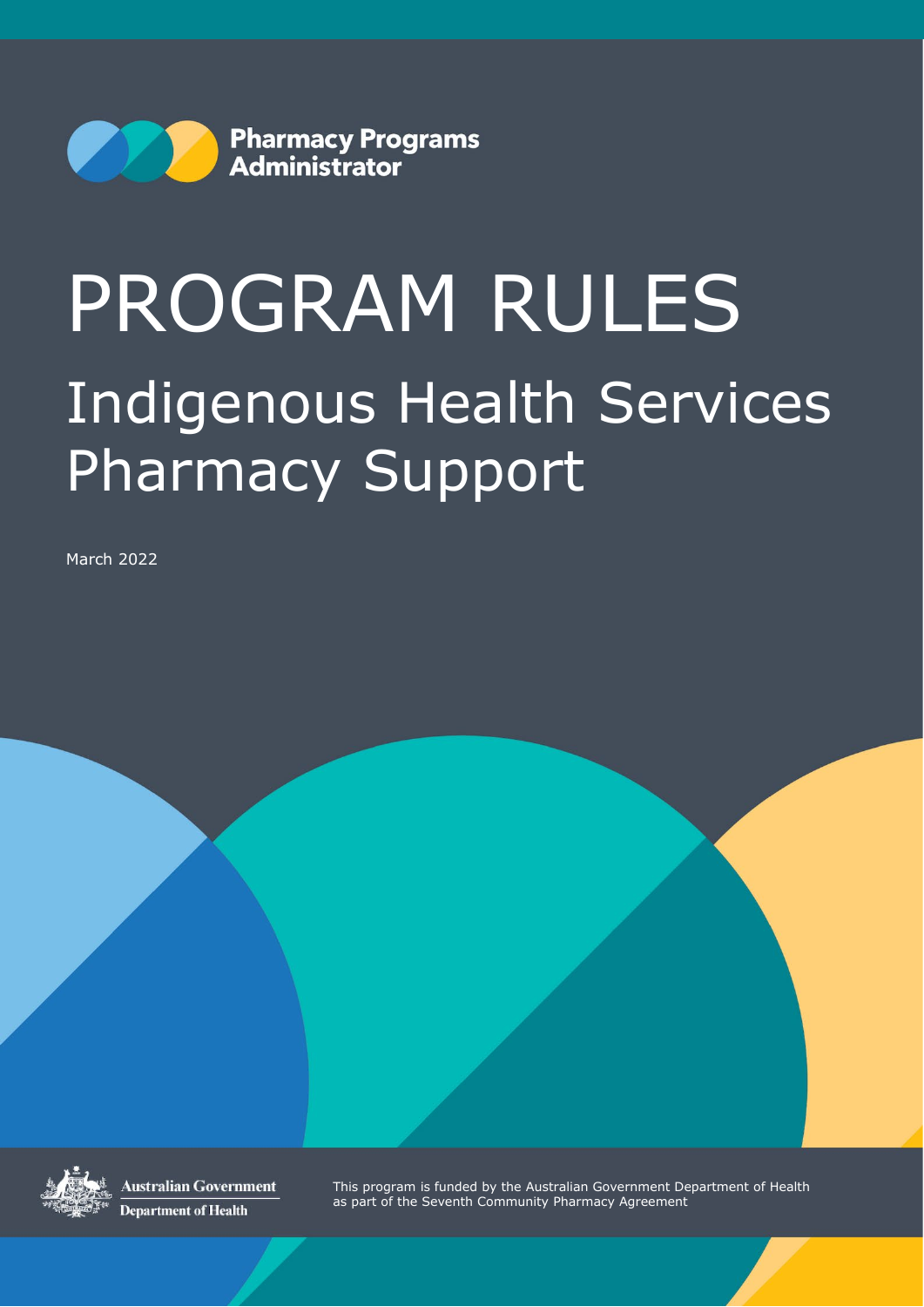Pharmacy Programs Administrator

# PROGRAM RULES

## Indigenous Health Services Pharmacy Support

March 2022

Australian Government
Department of Health

This program is funded by the Australian Government Department of Health as part of the Seventh Community Pharmacy Agreement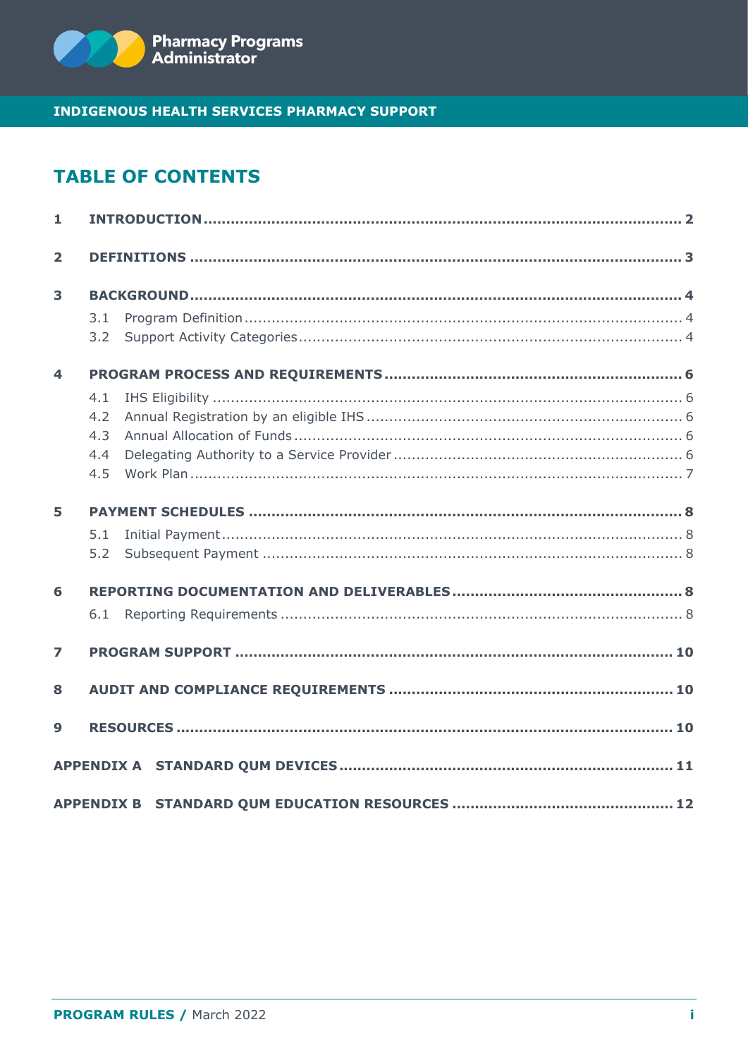## TABLE OF CONTENTS

| | | |
|---|---|---|
| **1** | **INTRODUCTION** | **2** |
| **2** | **DEFINITIONS** | **3** |
| **3** | **BACKGROUND** | **4** |
| 3.1 | Program Definition | 4 |
| 3.2 | Support Activity Categories | 4 |
| **4** | **PROGRAM PROCESS AND REQUIREMENTS** | **6** |
| 4.1 | IHS Eligibility | 6 |
| 4.2 | Annual Registration by an eligible IHS | 6 |
| 4.3 | Annual Allocation of Funds | 6 |
| 4.4 | Delegating Authority to a Service Provider | 6 |
| 4.5 | Work Plan | 7 |
| **5** | **PAYMENT SCHEDULES** | **8** |
| 5.1 | Initial Payment | 8 |
| 5.2 | Subsequent Payment | 8 |
| **6** | **REPORTING DOCUMENTATION AND DELIVERABLES** | **8** |
| 6.1 | Reporting Requirements | 8 |
| **7** | **PROGRAM SUPPORT** | **10** |
| **8** | **AUDIT AND COMPLIANCE REQUIREMENTS** | **10** |
| **9** | **RESOURCES** | **10** |
| **APPENDIX A** | **STANDARD QUM DEVICES** | **11** |
| **APPENDIX B** | **STANDARD QUM EDUCATION RESOURCES** | **12** |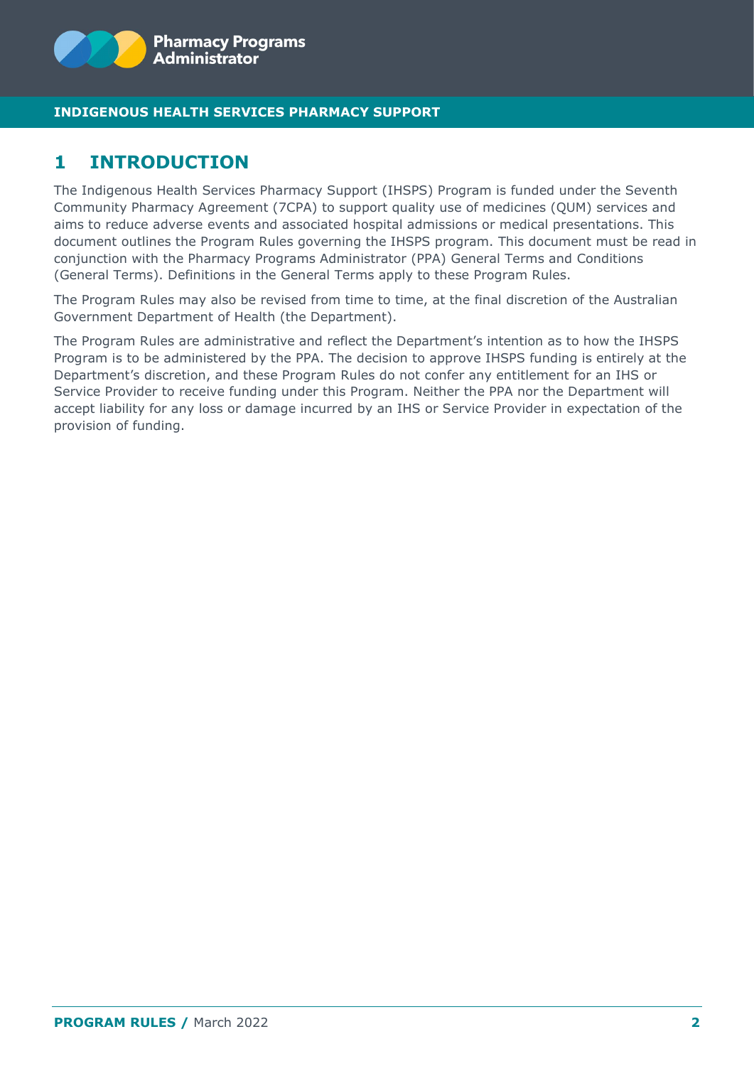# 1 INTRODUCTION

The Indigenous Health Services Pharmacy Support (IHSPS) Program is funded under the Seventh Community Pharmacy Agreement (7CPA) to support quality use of medicines (QUM) services and aims to reduce adverse events and associated hospital admissions or medical presentations. This document outlines the Program Rules governing the IHSPS program. This document must be read in conjunction with the Pharmacy Programs Administrator (PPA) General Terms and Conditions (General Terms). Definitions in the General Terms apply to these Program Rules.

The Program Rules may also be revised from time to time, at the final discretion of the Australian Government Department of Health (the Department).

The Program Rules are administrative and reflect the Department's intention as to how the IHSPS Program is to be administered by the PPA. The decision to approve IHSPS funding is entirely at the Department's discretion, and these Program Rules do not confer any entitlement for an IHS or Service Provider to receive funding under this Program. Neither the PPA nor the Department will accept liability for any loss or damage incurred by an IHS or Service Provider in expectation of the provision of funding.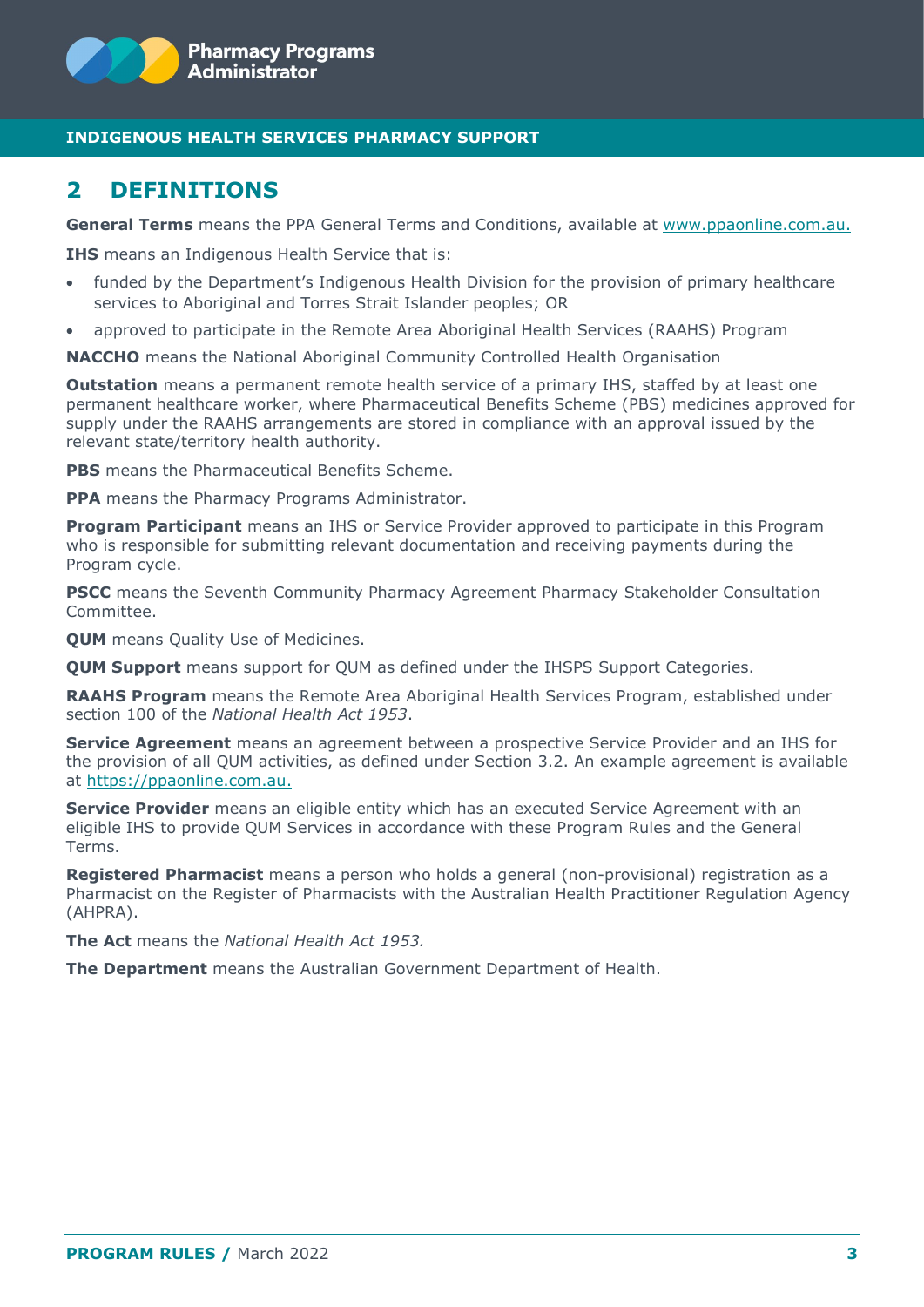## 2 DEFINITIONS

**General Terms** means the PPA General Terms and Conditions, available at www.ppaonline.com.au.

**IHS** means an Indigenous Health Service that is:

- funded by the Department's Indigenous Health Division for the provision of primary healthcare services to Aboriginal and Torres Strait Islander peoples; OR
- approved to participate in the Remote Area Aboriginal Health Services (RAAHS) Program

**NACCHO** means the National Aboriginal Community Controlled Health Organisation

**Outstation** means a permanent remote health service of a primary IHS, staffed by at least one permanent healthcare worker, where Pharmaceutical Benefits Scheme (PBS) medicines approved for supply under the RAAHS arrangements are stored in compliance with an approval issued by the relevant state/territory health authority.

**PBS** means the Pharmaceutical Benefits Scheme.

**PPA** means the Pharmacy Programs Administrator.

**Program Participant** means an IHS or Service Provider approved to participate in this Program who is responsible for submitting relevant documentation and receiving payments during the Program cycle.

**PSCC** means the Seventh Community Pharmacy Agreement Pharmacy Stakeholder Consultation Committee.

**QUM** means Quality Use of Medicines.

**QUM Support** means support for QUM as defined under the IHSPS Support Categories.

**RAAHS Program** means the Remote Area Aboriginal Health Services Program, established under section 100 of the *National Health Act 1953*.

**Service Agreement** means an agreement between a prospective Service Provider and an IHS for the provision of all QUM activities, as defined under Section 3.2. An example agreement is available at https://ppaonline.com.au.

**Service Provider** means an eligible entity which has an executed Service Agreement with an eligible IHS to provide QUM Services in accordance with these Program Rules and the General Terms.

**Registered Pharmacist** means a person who holds a general (non-provisional) registration as a Pharmacist on the Register of Pharmacists with the Australian Health Practitioner Regulation Agency (AHPRA).

**The Act** means the *National Health Act 1953.*

**The Department** means the Australian Government Department of Health.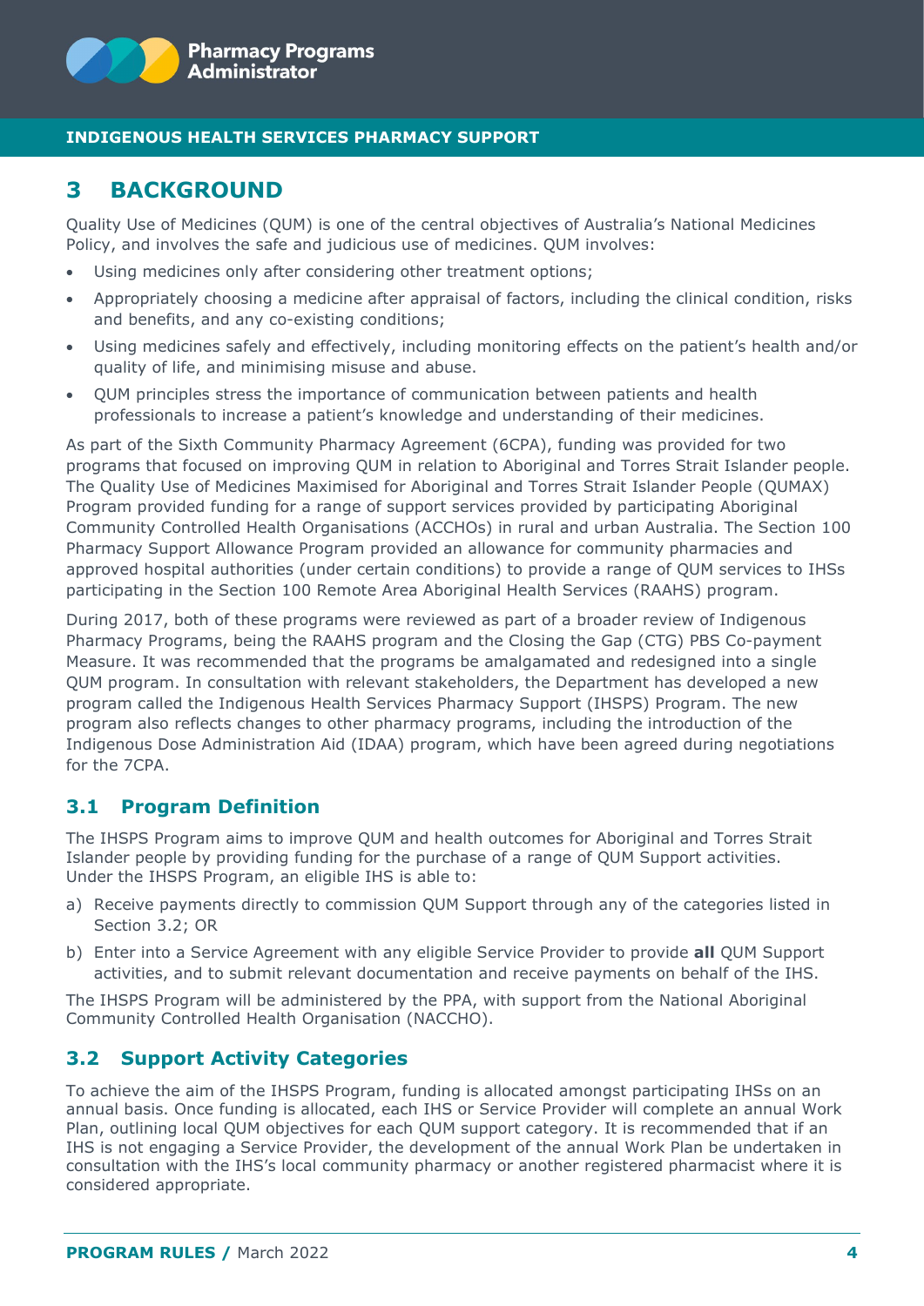# 3 BACKGROUND

Quality Use of Medicines (QUM) is one of the central objectives of Australia's National Medicines Policy, and involves the safe and judicious use of medicines. QUM involves:

- Using medicines only after considering other treatment options;
- Appropriately choosing a medicine after appraisal of factors, including the clinical condition, risks and benefits, and any co-existing conditions;
- Using medicines safely and effectively, including monitoring effects on the patient's health and/or quality of life, and minimising misuse and abuse.
- QUM principles stress the importance of communication between patients and health professionals to increase a patient's knowledge and understanding of their medicines.

As part of the Sixth Community Pharmacy Agreement (6CPA), funding was provided for two programs that focused on improving QUM in relation to Aboriginal and Torres Strait Islander people. The Quality Use of Medicines Maximised for Aboriginal and Torres Strait Islander People (QUMAX) Program provided funding for a range of support services provided by participating Aboriginal Community Controlled Health Organisations (ACCHOs) in rural and urban Australia. The Section 100 Pharmacy Support Allowance Program provided an allowance for community pharmacies and approved hospital authorities (under certain conditions) to provide a range of QUM services to IHSs participating in the Section 100 Remote Area Aboriginal Health Services (RAAHS) program.

During 2017, both of these programs were reviewed as part of a broader review of Indigenous Pharmacy Programs, being the RAAHS program and the Closing the Gap (CTG) PBS Co-payment Measure. It was recommended that the programs be amalgamated and redesigned into a single QUM program. In consultation with relevant stakeholders, the Department has developed a new program called the Indigenous Health Services Pharmacy Support (IHSPS) Program. The new program also reflects changes to other pharmacy programs, including the introduction of the Indigenous Dose Administration Aid (IDAA) program, which have been agreed during negotiations for the 7CPA.

## 3.1 Program Definition

The IHSPS Program aims to improve QUM and health outcomes for Aboriginal and Torres Strait Islander people by providing funding for the purchase of a range of QUM Support activities. Under the IHSPS Program, an eligible IHS is able to:

a) Receive payments directly to commission QUM Support through any of the categories listed in Section 3.2; OR

b) Enter into a Service Agreement with any eligible Service Provider to provide **all** QUM Support activities, and to submit relevant documentation and receive payments on behalf of the IHS.

The IHSPS Program will be administered by the PPA, with support from the National Aboriginal Community Controlled Health Organisation (NACCHO).

## 3.2 Support Activity Categories

To achieve the aim of the IHSPS Program, funding is allocated amongst participating IHSs on an annual basis. Once funding is allocated, each IHS or Service Provider will complete an annual Work Plan, outlining local QUM objectives for each QUM support category. It is recommended that if an IHS is not engaging a Service Provider, the development of the annual Work Plan be undertaken in consultation with the IHS's local community pharmacy or another registered pharmacist where it is considered appropriate.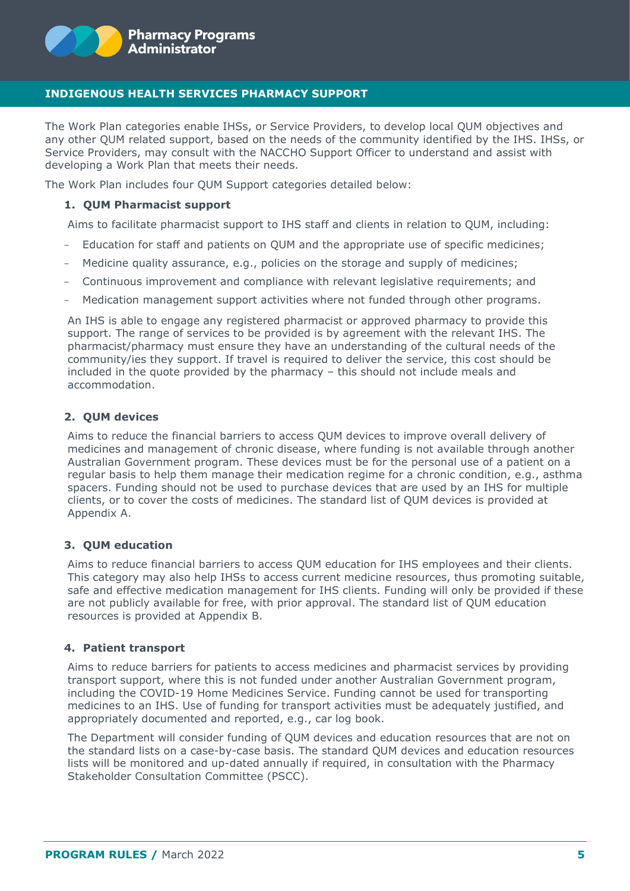The Work Plan categories enable IHSs, or Service Providers, to develop local QUM objectives and any other QUM related support, based on the needs of the community identified by the IHS. IHSs, or Service Providers, may consult with the NACCHO Support Officer to understand and assist with developing a Work Plan that meets their needs.

The Work Plan includes four QUM Support categories detailed below:

1. **QUM Pharmacist support**

Aims to facilitate pharmacist support to IHS staff and clients in relation to QUM, including:

- Education for staff and patients on QUM and the appropriate use of specific medicines;
- Medicine quality assurance, e.g., policies on the storage and supply of medicines;
- Continuous improvement and compliance with relevant legislative requirements; and
- Medication management support activities where not funded through other programs.

An IHS is able to engage any registered pharmacist or approved pharmacy to provide this support. The range of services to be provided is by agreement with the relevant IHS. The pharmacist/pharmacy must ensure they have an understanding of the cultural needs of the community/ies they support. If travel is required to deliver the service, this cost should be included in the quote provided by the pharmacy – this should not include meals and accommodation.

2. **QUM devices**

Aims to reduce the financial barriers to access QUM devices to improve overall delivery of medicines and management of chronic disease, where funding is not available through another Australian Government program. These devices must be for the personal use of a patient on a regular basis to help them manage their medication regime for a chronic condition, e.g., asthma spacers. Funding should not be used to purchase devices that are used by an IHS for multiple clients, or to cover the costs of medicines. The standard list of QUM devices is provided at Appendix A.

3. **QUM education**

Aims to reduce financial barriers to access QUM education for IHS employees and their clients. This category may also help IHSs to access current medicine resources, thus promoting suitable, safe and effective medication management for IHS clients. Funding will only be provided if these are not publicly available for free, with prior approval. The standard list of QUM education resources is provided at Appendix B.

4. **Patient transport**

Aims to reduce barriers for patients to access medicines and pharmacist services by providing transport support, where this is not funded under another Australian Government program, including the COVID-19 Home Medicines Service. Funding cannot be used for transporting medicines to an IHS. Use of funding for transport activities must be adequately justified, and appropriately documented and reported, e.g., car log book.

The Department will consider funding of QUM devices and education resources that are not on the standard lists on a case-by-case basis. The standard QUM devices and education resources lists will be monitored and up-dated annually if required, in consultation with the Pharmacy Stakeholder Consultation Committee (PSCC).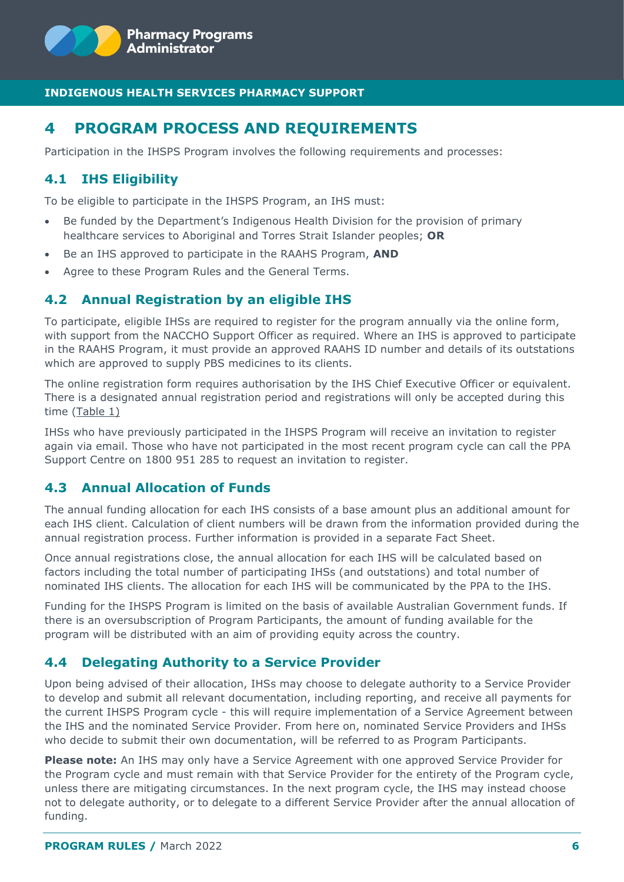## 4 PROGRAM PROCESS AND REQUIREMENTS

Participation in the IHSPS Program involves the following requirements and processes:

### 4.1 IHS Eligibility

To be eligible to participate in the IHSPS Program, an IHS must:

- Be funded by the Department's Indigenous Health Division for the provision of primary healthcare services to Aboriginal and Torres Strait Islander peoples; **OR**
- Be an IHS approved to participate in the RAAHS Program, **AND**
- Agree to these Program Rules and the General Terms.

### 4.2 Annual Registration by an eligible IHS

To participate, eligible IHSs are required to register for the program annually via the online form, with support from the NACCHO Support Officer as required. Where an IHS is approved to participate in the RAAHS Program, it must provide an approved RAAHS ID number and details of its outstations which are approved to supply PBS medicines to its clients.

The online registration form requires authorisation by the IHS Chief Executive Officer or equivalent. There is a designated annual registration period and registrations will only be accepted during this time (Table 1)

IHSs who have previously participated in the IHSPS Program will receive an invitation to register again via email. Those who have not participated in the most recent program cycle can call the PPA Support Centre on 1800 951 285 to request an invitation to register.

### 4.3 Annual Allocation of Funds

The annual funding allocation for each IHS consists of a base amount plus an additional amount for each IHS client. Calculation of client numbers will be drawn from the information provided during the annual registration process. Further information is provided in a separate Fact Sheet.

Once annual registrations close, the annual allocation for each IHS will be calculated based on factors including the total number of participating IHSs (and outstations) and total number of nominated IHS clients. The allocation for each IHS will be communicated by the PPA to the IHS.

Funding for the IHSPS Program is limited on the basis of available Australian Government funds. If there is an oversubscription of Program Participants, the amount of funding available for the program will be distributed with an aim of providing equity across the country.

### 4.4 Delegating Authority to a Service Provider

Upon being advised of their allocation, IHSs may choose to delegate authority to a Service Provider to develop and submit all relevant documentation, including reporting, and receive all payments for the current IHSPS Program cycle - this will require implementation of a Service Agreement between the IHS and the nominated Service Provider. From here on, nominated Service Providers and IHSs who decide to submit their own documentation, will be referred to as Program Participants.

**Please note:** An IHS may only have a Service Agreement with one approved Service Provider for the Program cycle and must remain with that Service Provider for the entirety of the Program cycle, unless there are mitigating circumstances. In the next program cycle, the IHS may instead choose not to delegate authority, or to delegate to a different Service Provider after the annual allocation of funding.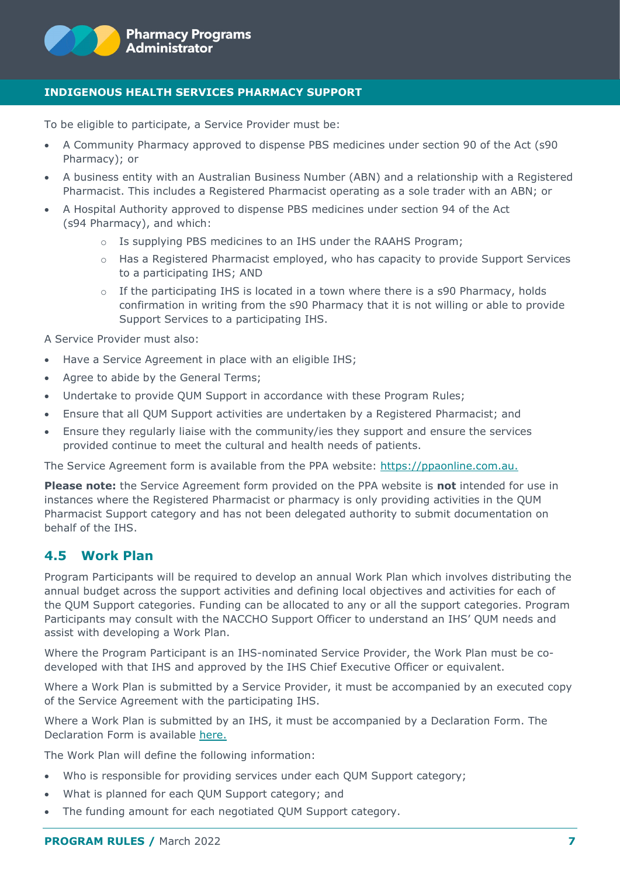To be eligible to participate, a Service Provider must be:

- A Community Pharmacy approved to dispense PBS medicines under section 90 of the Act (s90 Pharmacy); or
- A business entity with an Australian Business Number (ABN) and a relationship with a Registered Pharmacist. This includes a Registered Pharmacist operating as a sole trader with an ABN; or
- A Hospital Authority approved to dispense PBS medicines under section 94 of the Act (s94 Pharmacy), and which:
  - Is supplying PBS medicines to an IHS under the RAAHS Program;
  - Has a Registered Pharmacist employed, who has capacity to provide Support Services to a participating IHS; AND
  - If the participating IHS is located in a town where there is a s90 Pharmacy, holds confirmation in writing from the s90 Pharmacy that it is not willing or able to provide Support Services to a participating IHS.

A Service Provider must also:

- Have a Service Agreement in place with an eligible IHS;
- Agree to abide by the General Terms;
- Undertake to provide QUM Support in accordance with these Program Rules;
- Ensure that all QUM Support activities are undertaken by a Registered Pharmacist; and
- Ensure they regularly liaise with the community/ies they support and ensure the services provided continue to meet the cultural and health needs of patients.

The Service Agreement form is available from the PPA website: https://ppaonline.com.au.

**Please note:** the Service Agreement form provided on the PPA website is **not** intended for use in instances where the Registered Pharmacist or pharmacy is only providing activities in the QUM Pharmacist Support category and has not been delegated authority to submit documentation on behalf of the IHS.

## 4.5 Work Plan

Program Participants will be required to develop an annual Work Plan which involves distributing the annual budget across the support activities and defining local objectives and activities for each of the QUM Support categories. Funding can be allocated to any or all the support categories. Program Participants may consult with the NACCHO Support Officer to understand an IHS' QUM needs and assist with developing a Work Plan.

Where the Program Participant is an IHS-nominated Service Provider, the Work Plan must be co-developed with that IHS and approved by the IHS Chief Executive Officer or equivalent.

Where a Work Plan is submitted by a Service Provider, it must be accompanied by an executed copy of the Service Agreement with the participating IHS.

Where a Work Plan is submitted by an IHS, it must be accompanied by a Declaration Form. The Declaration Form is available here.

The Work Plan will define the following information:

- Who is responsible for providing services under each QUM Support category;
- What is planned for each QUM Support category; and
- The funding amount for each negotiated QUM Support category.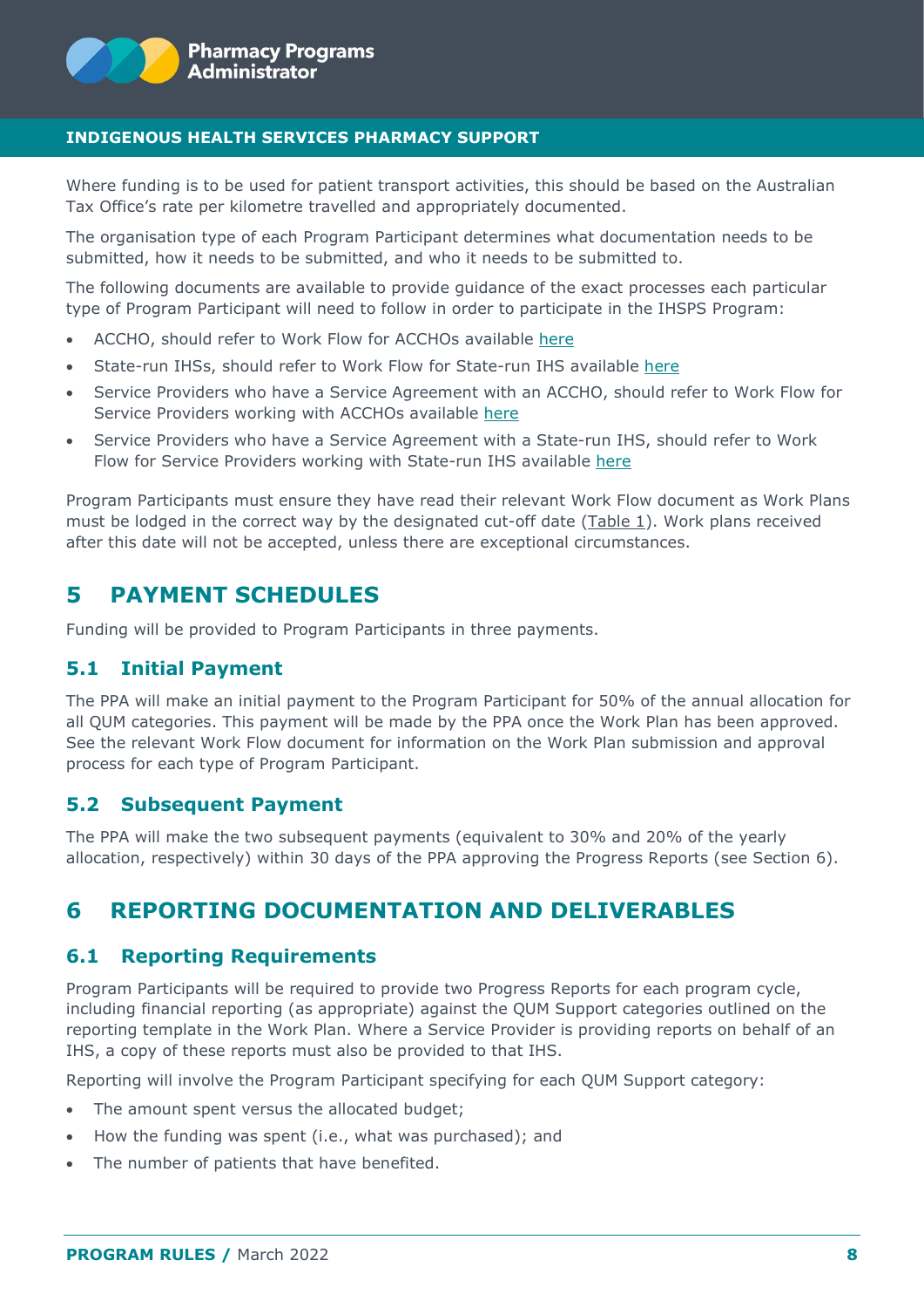Where funding is to be used for patient transport activities, this should be based on the Australian Tax Office's rate per kilometre travelled and appropriately documented.

The organisation type of each Program Participant determines what documentation needs to be submitted, how it needs to be submitted, and who it needs to be submitted to.

The following documents are available to provide guidance of the exact processes each particular type of Program Participant will need to follow in order to participate in the IHSPS Program:

- ACCHO, should refer to Work Flow for ACCHOs available here
- State-run IHSs, should refer to Work Flow for State-run IHS available here
- Service Providers who have a Service Agreement with an ACCHO, should refer to Work Flow for Service Providers working with ACCHOs available here
- Service Providers who have a Service Agreement with a State-run IHS, should refer to Work Flow for Service Providers working with State-run IHS available here

Program Participants must ensure they have read their relevant Work Flow document as Work Plans must be lodged in the correct way by the designated cut-off date (Table 1). Work plans received after this date will not be accepted, unless there are exceptional circumstances.

# 5 PAYMENT SCHEDULES

Funding will be provided to Program Participants in three payments.

## 5.1 Initial Payment

The PPA will make an initial payment to the Program Participant for 50% of the annual allocation for all QUM categories. This payment will be made by the PPA once the Work Plan has been approved. See the relevant Work Flow document for information on the Work Plan submission and approval process for each type of Program Participant.

## 5.2 Subsequent Payment

The PPA will make the two subsequent payments (equivalent to 30% and 20% of the yearly allocation, respectively) within 30 days of the PPA approving the Progress Reports (see Section 6).

# 6 REPORTING DOCUMENTATION AND DELIVERABLES

## 6.1 Reporting Requirements

Program Participants will be required to provide two Progress Reports for each program cycle, including financial reporting (as appropriate) against the QUM Support categories outlined on the reporting template in the Work Plan. Where a Service Provider is providing reports on behalf of an IHS, a copy of these reports must also be provided to that IHS.

Reporting will involve the Program Participant specifying for each QUM Support category:

- The amount spent versus the allocated budget;
- How the funding was spent (i.e., what was purchased); and
- The number of patients that have benefited.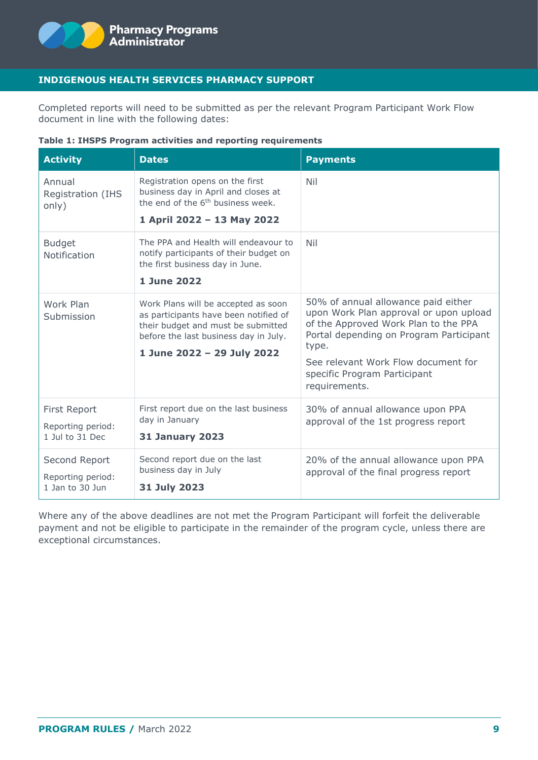## INDIGENOUS HEALTH SERVICES PHARMACY SUPPORT

Completed reports will need to be submitted as per the relevant Program Participant Work Flow document in line with the following dates:

**Table 1: IHSPS Program activities and reporting requirements**

| Activity | Dates | Payments |
|---|---|---|
| Annual Registration (IHS only) | Registration opens on the first business day in April and closes at the end of the 6th business week.<br>**1 April 2022 – 13 May 2022** | Nil |
| Budget Notification | The PPA and Health will endeavour to notify participants of their budget on the first business day in June.<br>**1 June 2022** | Nil |
| Work Plan Submission | Work Plans will be accepted as soon as participants have been notified of their budget and must be submitted before the last business day in July.<br>**1 June 2022 – 29 July 2022** | 50% of annual allowance paid either upon Work Plan approval or upon upload of the Approved Work Plan to the PPA Portal depending on Program Participant type.<br>See relevant Work Flow document for specific Program Participant requirements. |
| First Report<br>Reporting period: 1 Jul to 31 Dec | First report due on the last business day in January<br>**31 January 2023** | 30% of annual allowance upon PPA approval of the 1st progress report |
| Second Report<br>Reporting period: 1 Jan to 30 Jun | Second report due on the last business day in July<br>**31 July 2023** | 20% of the annual allowance upon PPA approval of the final progress report |

Where any of the above deadlines are not met the Program Participant will forfeit the deliverable payment and not be eligible to participate in the remainder of the program cycle, unless there are exceptional circumstances.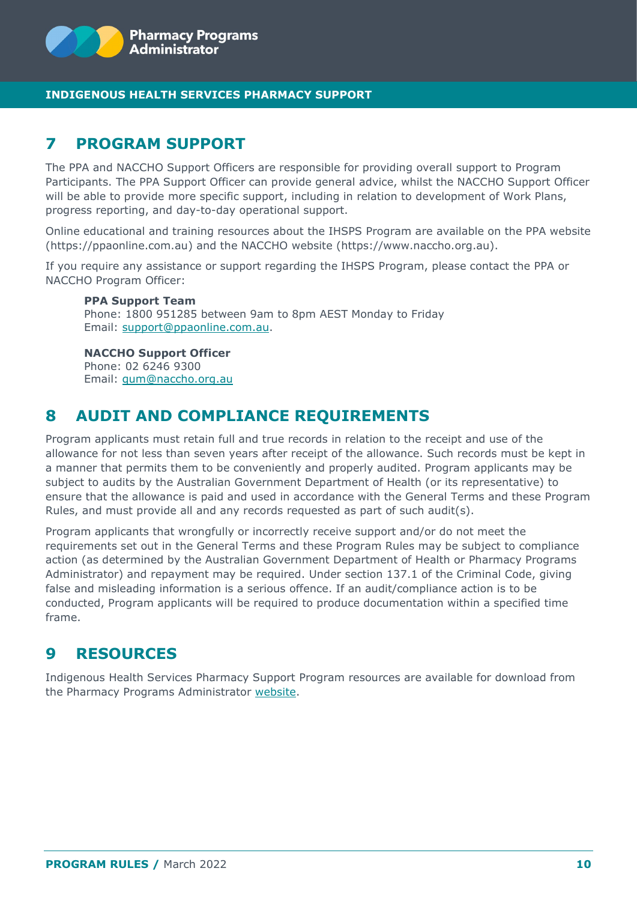## 7 PROGRAM SUPPORT

The PPA and NACCHO Support Officers are responsible for providing overall support to Program Participants. The PPA Support Officer can provide general advice, whilst the NACCHO Support Officer will be able to provide more specific support, including in relation to development of Work Plans, progress reporting, and day-to-day operational support.

Online educational and training resources about the IHSPS Program are available on the PPA website (https://ppaonline.com.au) and the NACCHO website (https://www.naccho.org.au).

If you require any assistance or support regarding the IHSPS Program, please contact the PPA or NACCHO Program Officer:

**PPA Support Team**
Phone: 1800 951285 between 9am to 8pm AEST Monday to Friday
Email: support@ppaonline.com.au.

**NACCHO Support Officer**
Phone: 02 6246 9300
Email: qum@naccho.org.au

## 8 AUDIT AND COMPLIANCE REQUIREMENTS

Program applicants must retain full and true records in relation to the receipt and use of the allowance for not less than seven years after receipt of the allowance. Such records must be kept in a manner that permits them to be conveniently and properly audited. Program applicants may be subject to audits by the Australian Government Department of Health (or its representative) to ensure that the allowance is paid and used in accordance with the General Terms and these Program Rules, and must provide all and any records requested as part of such audit(s).

Program applicants that wrongfully or incorrectly receive support and/or do not meet the requirements set out in the General Terms and these Program Rules may be subject to compliance action (as determined by the Australian Government Department of Health or Pharmacy Programs Administrator) and repayment may be required. Under section 137.1 of the Criminal Code, giving false and misleading information is a serious offence. If an audit/compliance action is to be conducted, Program applicants will be required to produce documentation within a specified time frame.

## 9 RESOURCES

Indigenous Health Services Pharmacy Support Program resources are available for download from the Pharmacy Programs Administrator website.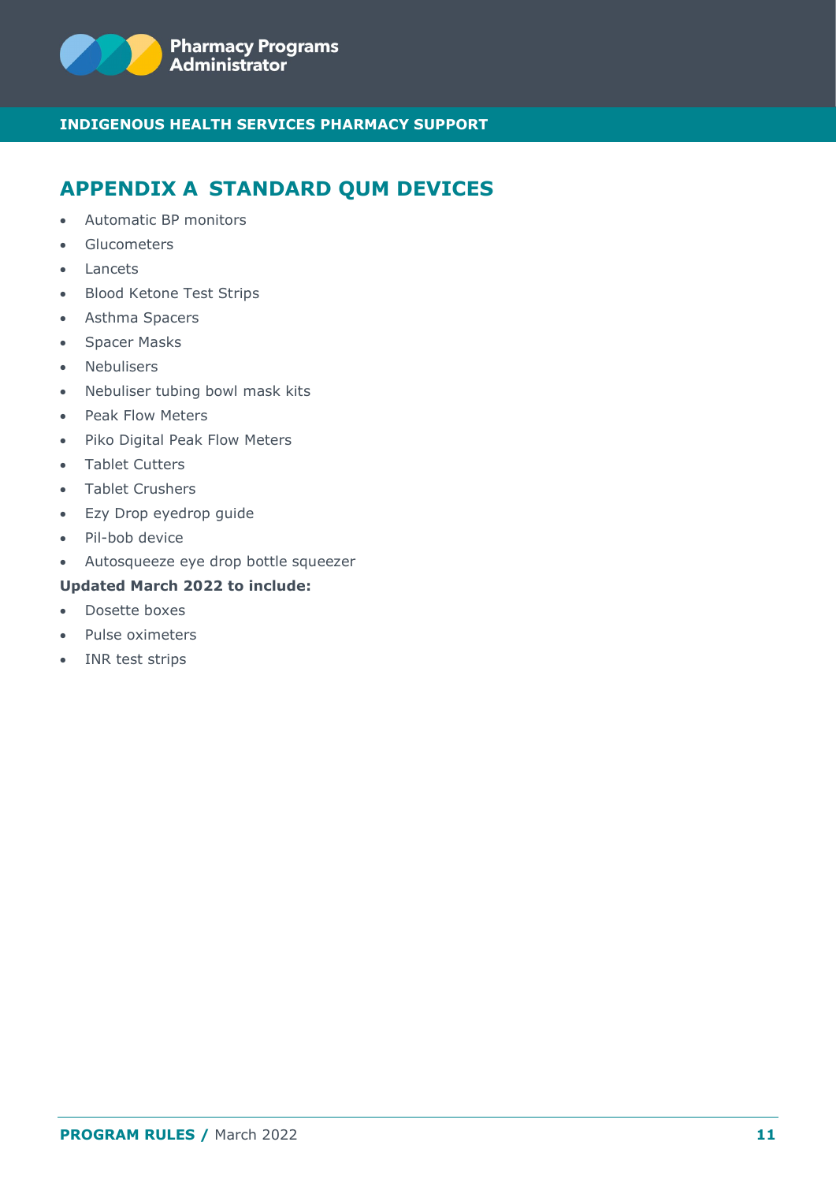## APPENDIX A STANDARD QUM DEVICES

- Automatic BP monitors
- Glucometers
- Lancets
- Blood Ketone Test Strips
- Asthma Spacers
- Spacer Masks
- Nebulisers
- Nebuliser tubing bowl mask kits
- Peak Flow Meters
- Piko Digital Peak Flow Meters
- Tablet Cutters
- Tablet Crushers
- Ezy Drop eyedrop guide
- Pil-bob device
- Autosqueeze eye drop bottle squeezer

**Updated March 2022 to include:**

- Dosette boxes
- Pulse oximeters
- INR test strips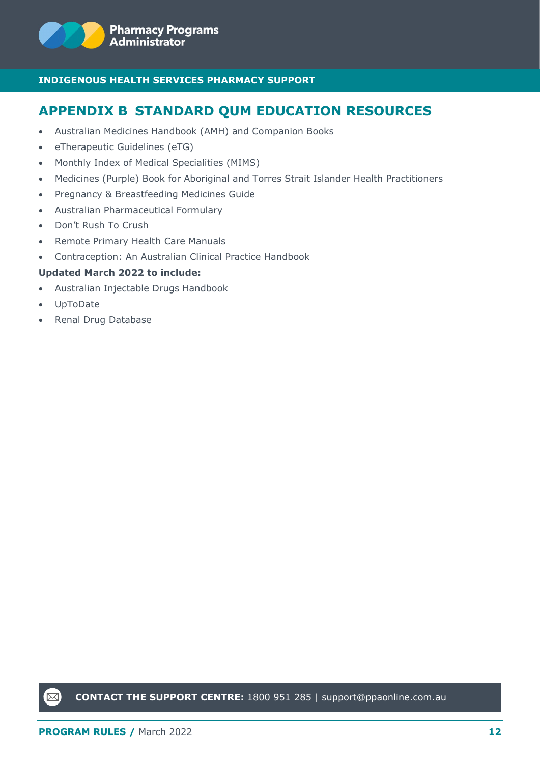# APPENDIX B STANDARD QUM EDUCATION RESOURCES

- Australian Medicines Handbook (AMH) and Companion Books
- eTherapeutic Guidelines (eTG)
- Monthly Index of Medical Specialities (MIMS)
- Medicines (Purple) Book for Aboriginal and Torres Strait Islander Health Practitioners
- Pregnancy & Breastfeeding Medicines Guide
- Australian Pharmaceutical Formulary
- Don't Rush To Crush
- Remote Primary Health Care Manuals
- Contraception: An Australian Clinical Practice Handbook

**Updated March 2022 to include:**

- Australian Injectable Drugs Handbook
- UpToDate
- Renal Drug Database

**CONTACT THE SUPPORT CENTRE:** 1800 951 285 | support@ppaonline.com.au